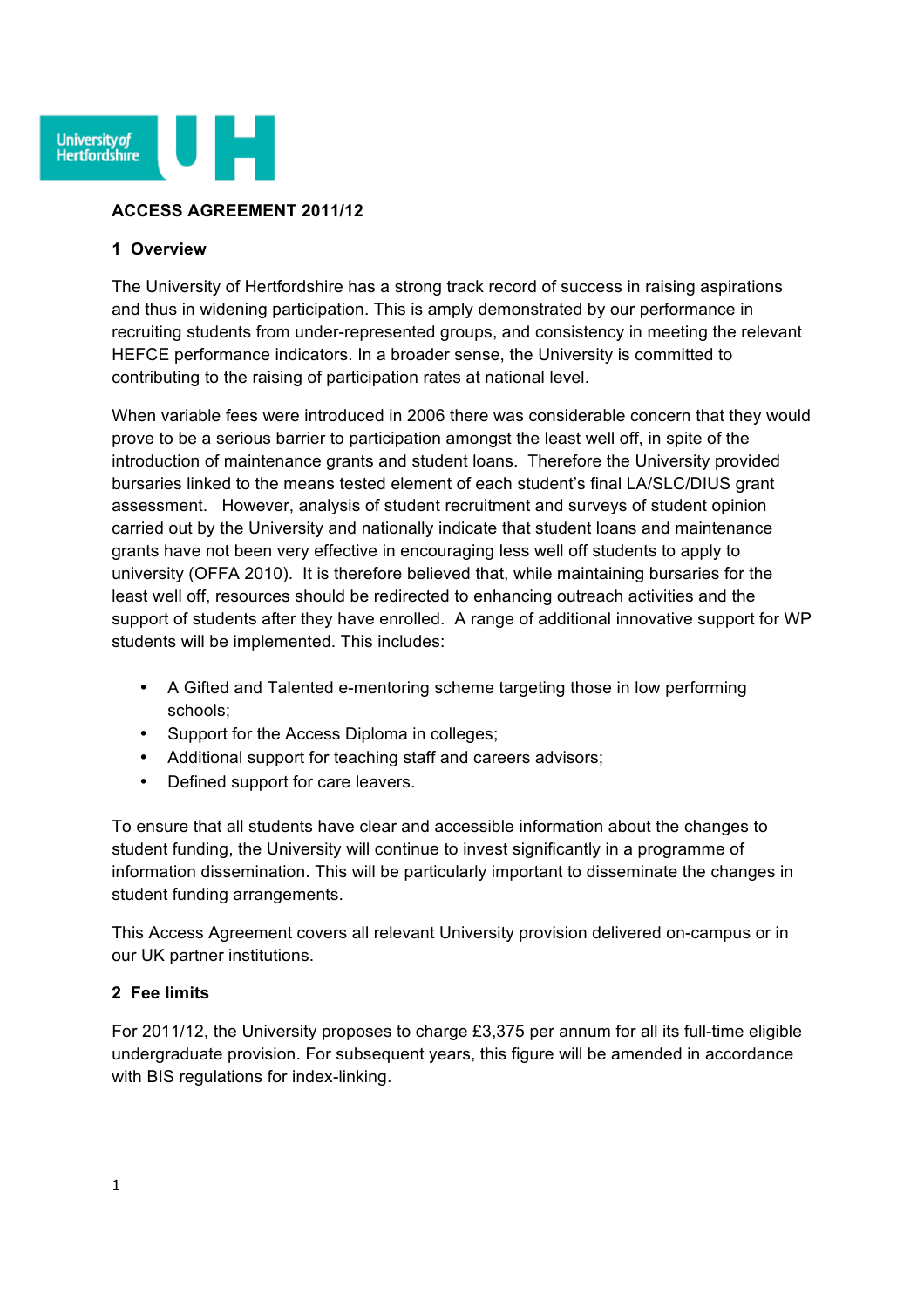# ACCESS AGREEMENT 2011/12

## 1 Overview

The University of Hertfordshire has a strong track record of success in raising aspirations and thus in widening participation. This is amply demonstrated by our performance in recruiting students from under-represented groups, and consistency in meeting the relevant HEFCE performance indicators. In a broader sense, the University is committed to contributing to the raising of participation rates at national level.

When variable fees were introduced in 2006 there was considerable concern that they would prove to be a serious barrier to participation amongst the least well off, in spite of the introduction of maintenance grants and student loans. Therefore the University provided bursaries linked to the means tested element of each student's final LA/SLC/DIUS grant assessment. However, analysis of student recruitment and surveys of student opinion carried out by the University and nationally indicate that student loans and maintenance grants have not been very effective in encouraging less well off students to apply to university (OFFA 2010). It is therefore believed that, while maintaining bursaries for the least well off, resources should be redirected to enhancing outreach activities and the support of students after they have enrolled. A range of additional innovative support for WP students will be implemented. This includes:

- A Gifted and Talented e-mentoring scheme targeting those in low performing schools;
- Support for the Access Diploma in colleges;
- Additional support for teaching staff and careers advisors;
- Defined support for care leavers.

To ensure that all students have clear and accessible information about the changes to student funding, the University will continue to invest significantly in a programme of information dissemination. This will be particularly important to disseminate the changes in student funding arrangements.

This Access Agreement covers all relevant University provision delivered on-campus or in our UK partner institutions.

## 2 Fee limits

For 2011/12, the University proposes to charge £3,375 per annum for all its full-time eligible undergraduate provision. For subsequent years, this figure will be amended in accordance with BIS regulations for index-linking.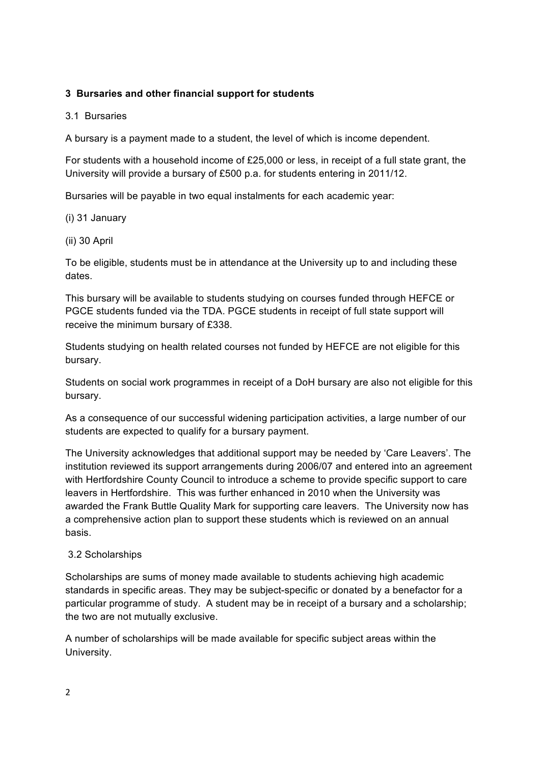### 3 Bursaries and other financial support for students

3.1 Bursaries

A bursary is a payment made to a student, the level of which is income dependent.

For students with a household income of £25,000 or less, in receipt of a full state grant, the University will provide a bursary of £500 p.a. for students entering in 2011/12.

Bursaries will be payable in two equal instalments for each academic year:

(i) 31 January

(ii) 30 April

To be eligible, students must be in attendance at the University up to and including these dates.

This bursary will be available to students studying on courses funded through HEFCE or PGCE students funded via the TDA. PGCE students in receipt of full state support will receive the minimum bursary of £338.

Students studying on health related courses not funded by HEFCE are not eligible for this bursary.

Students on social work programmes in receipt of a DoH bursary are also not eligible for this bursary.

As a consequence of our successful widening participation activities, a large number of our students are expected to qualify for a bursary payment.

The University acknowledges that additional support may be needed by 'Care Leavers'. The institution reviewed its support arrangements during 2006/07 and entered into an agreement with Hertfordshire County Council to introduce a scheme to provide specific support to care leavers in Hertfordshire. This was further enhanced in 2010 when the University was awarded the Frank Buttle Quality Mark for supporting care leavers. The University now has a comprehensive action plan to support these students which is reviewed on an annual basis.

3.2 Scholarships

Scholarships are sums of money made available to students achieving high academic standards in specific areas. They may be subject-specific or donated by a benefactor for a particular programme of study. A student may be in receipt of a bursary and a scholarship; the two are not mutually exclusive.

A number of scholarships will be made available for specific subject areas within the University.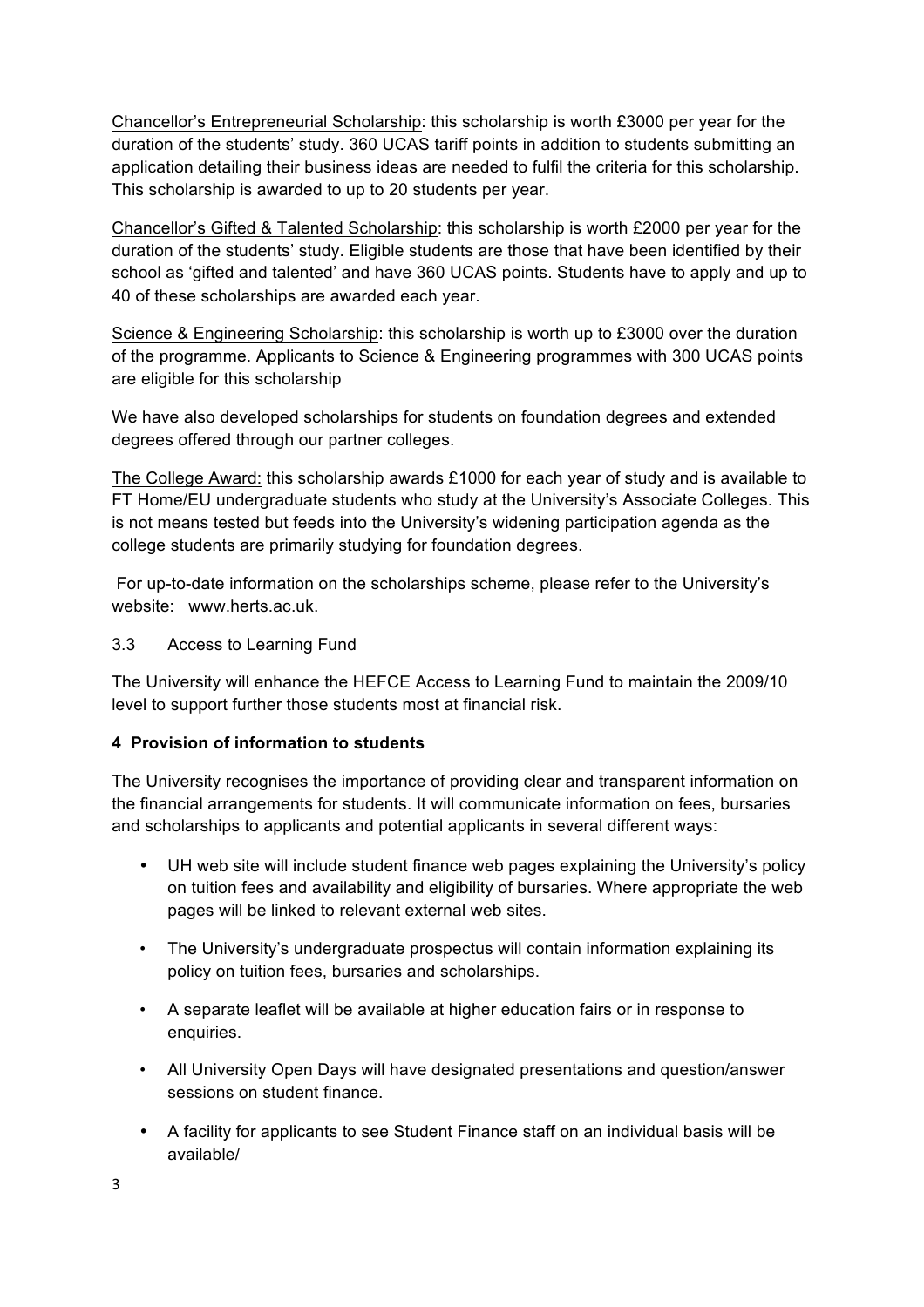Chancellor's Entrepreneurial Scholarship: this scholarship is worth £3000 per year for the duration of the students' study. 360 UCAS tariff points in addition to students submitting an application detailing their business ideas are needed to fulfil the criteria for this scholarship. This scholarship is awarded to up to 20 students per year.

Chancellor's Gifted & Talented Scholarship: this scholarship is worth £2000 per year for the duration of the students' study. Eligible students are those that have been identified by their school as 'gifted and talented' and have 360 UCAS points. Students have to apply and up to 40 of these scholarships are awarded each year.

Science & Engineering Scholarship: this scholarship is worth up to £3000 over the duration of the programme. Applicants to Science & Engineering programmes with 300 UCAS points are eligible for this scholarship

We have also developed scholarships for students on foundation degrees and extended degrees offered through our partner colleges.

The College Award: this scholarship awards £1000 for each year of study and is available to FT Home/EU undergraduate students who study at the University's Associate Colleges. This is not means tested but feeds into the University's widening participation agenda as the college students are primarily studying for foundation degrees.

For up-to-date information on the scholarships scheme, please refer to the University's website: www.herts.ac.uk.

### 3.3 Access to Learning Fund

The University will enhance the HEFCE Access to Learning Fund to maintain the 2009/10 level to support further those students most at financial risk.

## 4 Provision of information to students

The University recognises the importance of providing clear and transparent information on the financial arrangements for students. It will communicate information on fees, bursaries and scholarships to applicants and potential applicants in several different ways:

- UH web site will include student finance web pages explaining the University's policy on tuition fees and availability and eligibility of bursaries. Where appropriate the web pages will be linked to relevant external web sites.
- The University's undergraduate prospectus will contain information explaining its policy on tuition fees, bursaries and scholarships.
- A separate leaflet will be available at higher education fairs or in response to enquiries.
- All University Open Days will have designated presentations and question/answer sessions on student finance.
- A facility for applicants to see Student Finance staff on an individual basis will be available/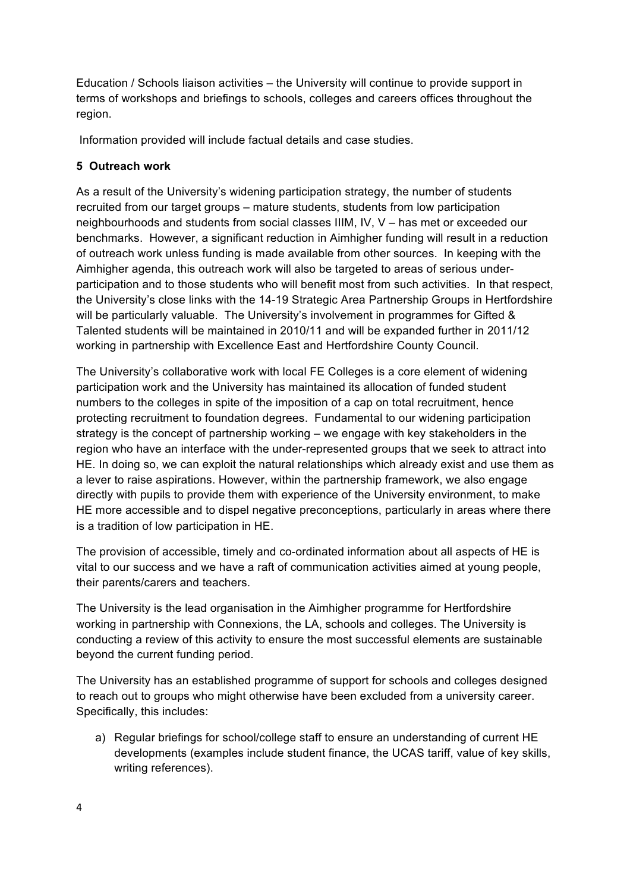Education / Schools liaison activities – the University will continue to provide support in terms of workshops and briefings to schools, colleges and careers offices throughout the region.

Information provided will include factual details and case studies.

**5 Outreach work**

As a result of the University's widening participation strategy, the number of students recruited from our target groups – mature students, students from low participation neighbourhoods and students from social classes IIIM, IV, V – has met or exceeded our benchmarks. However, a significant reduction in Aimhigher funding will result in a reduction of outreach work unless funding is made available from other sources. In keeping with the Aimhigher agenda, this outreach work will also be targeted to areas of serious under-participation and to those students who will benefit most from such activities. In that respect, the University's close links with the 14-19 Strategic Area Partnership Groups in Hertfordshire will be particularly valuable. The University's involvement in programmes for Gifted & Talented students will be maintained in 2010/11 and will be expanded further in 2011/12 working in partnership with Excellence East and Hertfordshire County Council.

The University's collaborative work with local FE Colleges is a core element of widening participation work and the University has maintained its allocation of funded student numbers to the colleges in spite of the imposition of a cap on total recruitment, hence protecting recruitment to foundation degrees. Fundamental to our widening participation strategy is the concept of partnership working – we engage with key stakeholders in the region who have an interface with the under-represented groups that we seek to attract into HE. In doing so, we can exploit the natural relationships which already exist and use them as a lever to raise aspirations. However, within the partnership framework, we also engage directly with pupils to provide them with experience of the University environment, to make HE more accessible and to dispel negative preconceptions, particularly in areas where there is a tradition of low participation in HE.

The provision of accessible, timely and co-ordinated information about all aspects of HE is vital to our success and we have a raft of communication activities aimed at young people, their parents/carers and teachers.

The University is the lead organisation in the Aimhigher programme for Hertfordshire working in partnership with Connexions, the LA, schools and colleges. The University is conducting a review of this activity to ensure the most successful elements are sustainable beyond the current funding period.

The University has an established programme of support for schools and colleges designed to reach out to groups who might otherwise have been excluded from a university career. Specifically, this includes:

a) Regular briefings for school/college staff to ensure an understanding of current HE developments (examples include student finance, the UCAS tariff, value of key skills, writing references).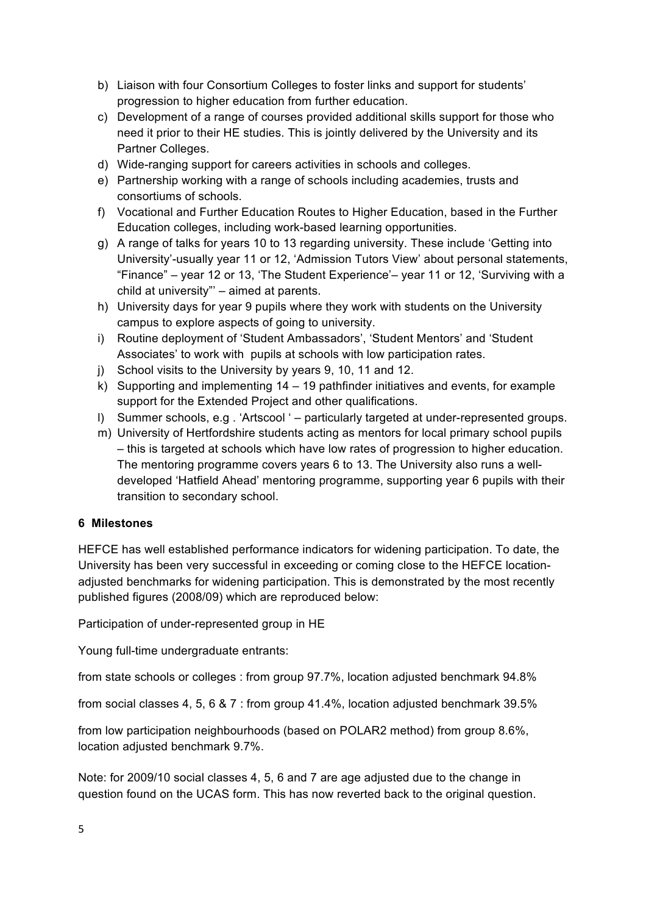b) Liaison with four Consortium Colleges to foster links and support for students' progression to higher education from further education.
c) Development of a range of courses provided additional skills support for those who need it prior to their HE studies. This is jointly delivered by the University and its Partner Colleges.
d) Wide-ranging support for careers activities in schools and colleges.
e) Partnership working with a range of schools including academies, trusts and consortiums of schools.
f) Vocational and Further Education Routes to Higher Education, based in the Further Education colleges, including work-based learning opportunities.
g) A range of talks for years 10 to 13 regarding university. These include 'Getting into University'-usually year 11 or 12, 'Admission Tutors View' about personal statements, "Finance" – year 12 or 13, 'The Student Experience'– year 11 or 12, 'Surviving with a child at university"' – aimed at parents.
h) University days for year 9 pupils where they work with students on the University campus to explore aspects of going to university.
i) Routine deployment of 'Student Ambassadors', 'Student Mentors' and 'Student Associates' to work with pupils at schools with low participation rates.
j) School visits to the University by years 9, 10, 11 and 12.
k) Supporting and implementing 14 – 19 pathfinder initiatives and events, for example support for the Extended Project and other qualifications.
l) Summer schools, e.g . 'Artscool ' – particularly targeted at under-represented groups.
m) University of Hertfordshire students acting as mentors for local primary school pupils – this is targeted at schools which have low rates of progression to higher education. The mentoring programme covers years 6 to 13. The University also runs a well-developed 'Hatfield Ahead' mentoring programme, supporting year 6 pupils with their transition to secondary school.

**6 Milestones**

HEFCE has well established performance indicators for widening participation. To date, the University has been very successful in exceeding or coming close to the HEFCE location-adjusted benchmarks for widening participation. This is demonstrated by the most recently published figures (2008/09) which are reproduced below:

Participation of under-represented group in HE

Young full-time undergraduate entrants:

from state schools or colleges : from group 97.7%, location adjusted benchmark 94.8%

from social classes 4, 5, 6 & 7 : from group 41.4%, location adjusted benchmark 39.5%

from low participation neighbourhoods (based on POLAR2 method) from group 8.6%, location adjusted benchmark 9.7%.

Note: for 2009/10 social classes 4, 5, 6 and 7 are age adjusted due to the change in question found on the UCAS form. This has now reverted back to the original question.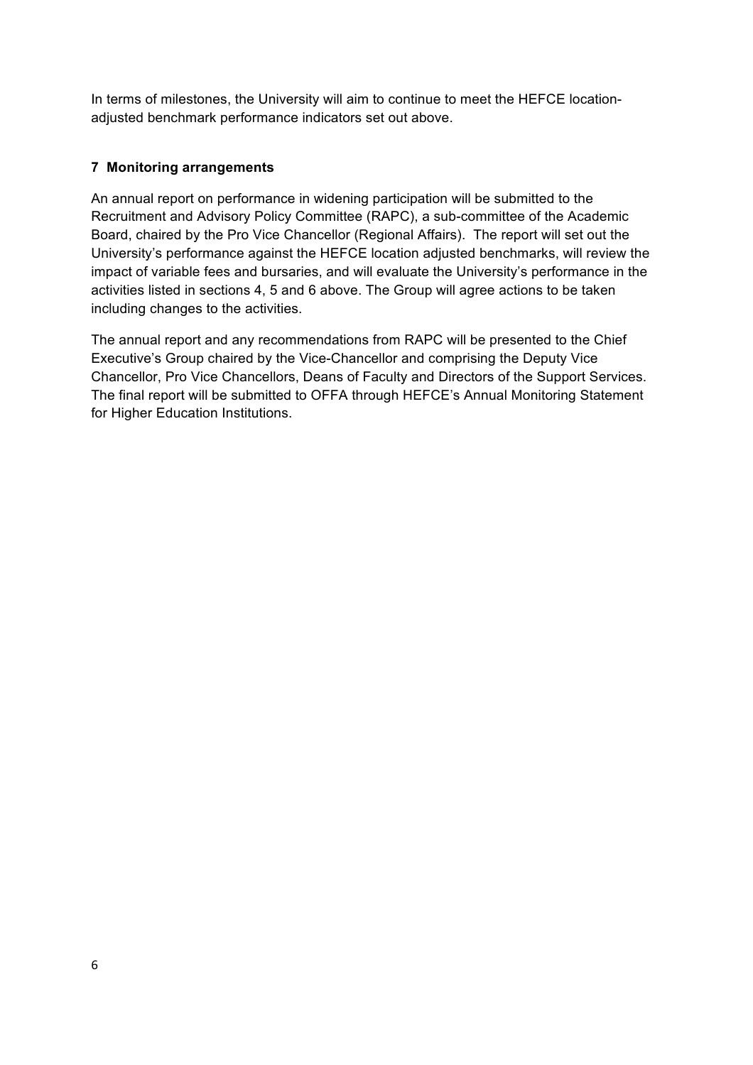In terms of milestones, the University will aim to continue to meet the HEFCE location-adjusted benchmark performance indicators set out above.

## 7 Monitoring arrangements

An annual report on performance in widening participation will be submitted to the Recruitment and Advisory Policy Committee (RAPC), a sub-committee of the Academic Board, chaired by the Pro Vice Chancellor (Regional Affairs). The report will set out the University's performance against the HEFCE location adjusted benchmarks, will review the impact of variable fees and bursaries, and will evaluate the University's performance in the activities listed in sections 4, 5 and 6 above. The Group will agree actions to be taken including changes to the activities.

The annual report and any recommendations from RAPC will be presented to the Chief Executive's Group chaired by the Vice-Chancellor and comprising the Deputy Vice Chancellor, Pro Vice Chancellors, Deans of Faculty and Directors of the Support Services. The final report will be submitted to OFFA through HEFCE's Annual Monitoring Statement for Higher Education Institutions.